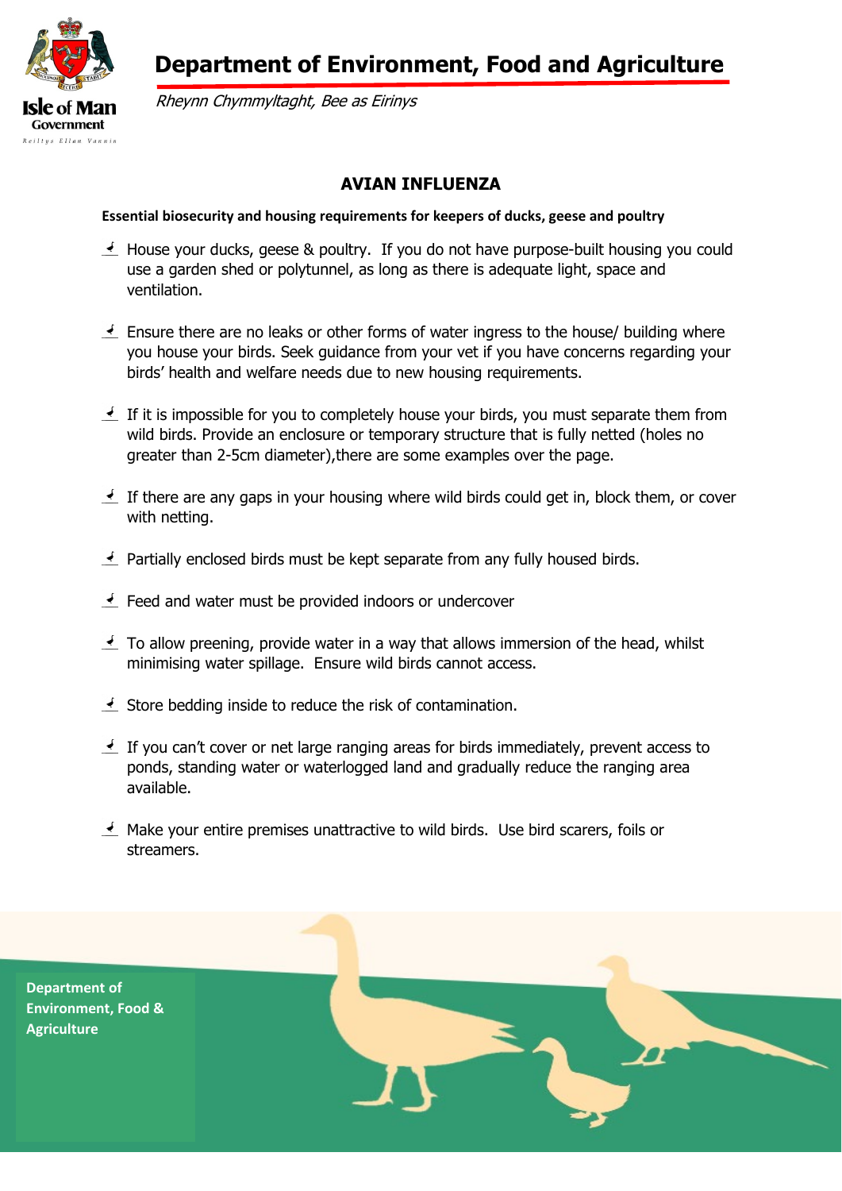# Department of Environment, Food and Agriculture

*Rheynn Chymmyltaght, Bee as Eirinys*

## AVIAN INFLUENZA

**Essential biosecurity and housing requirements for keepers of ducks, geese and poultry**

- House your ducks, geese & poultry. If you do not have purpose-built housing you could use a garden shed or polytunnel, as long as there is adequate light, space and ventilation.

- Ensure there are no leaks or other forms of water ingress to the house/ building where you house your birds. Seek guidance from your vet if you have concerns regarding your birds' health and welfare needs due to new housing requirements.

- If it is impossible for you to completely house your birds, you must separate them from wild birds. Provide an enclosure or temporary structure that is fully netted (holes no greater than 2-5cm diameter),there are some examples over the page.

- If there are any gaps in your housing where wild birds could get in, block them, or cover with netting.

- Partially enclosed birds must be kept separate from any fully housed birds.

- Feed and water must be provided indoors or undercover

- To allow preening, provide water in a way that allows immersion of the head, whilst minimising water spillage. Ensure wild birds cannot access.

- Store bedding inside to reduce the risk of contamination.

- If you can't cover or net large ranging areas for birds immediately, prevent access to ponds, standing water or waterlogged land and gradually reduce the ranging area available.

- Make your entire premises unattractive to wild birds. Use bird scarers, foils or streamers.

Department of Environment, Food & Agriculture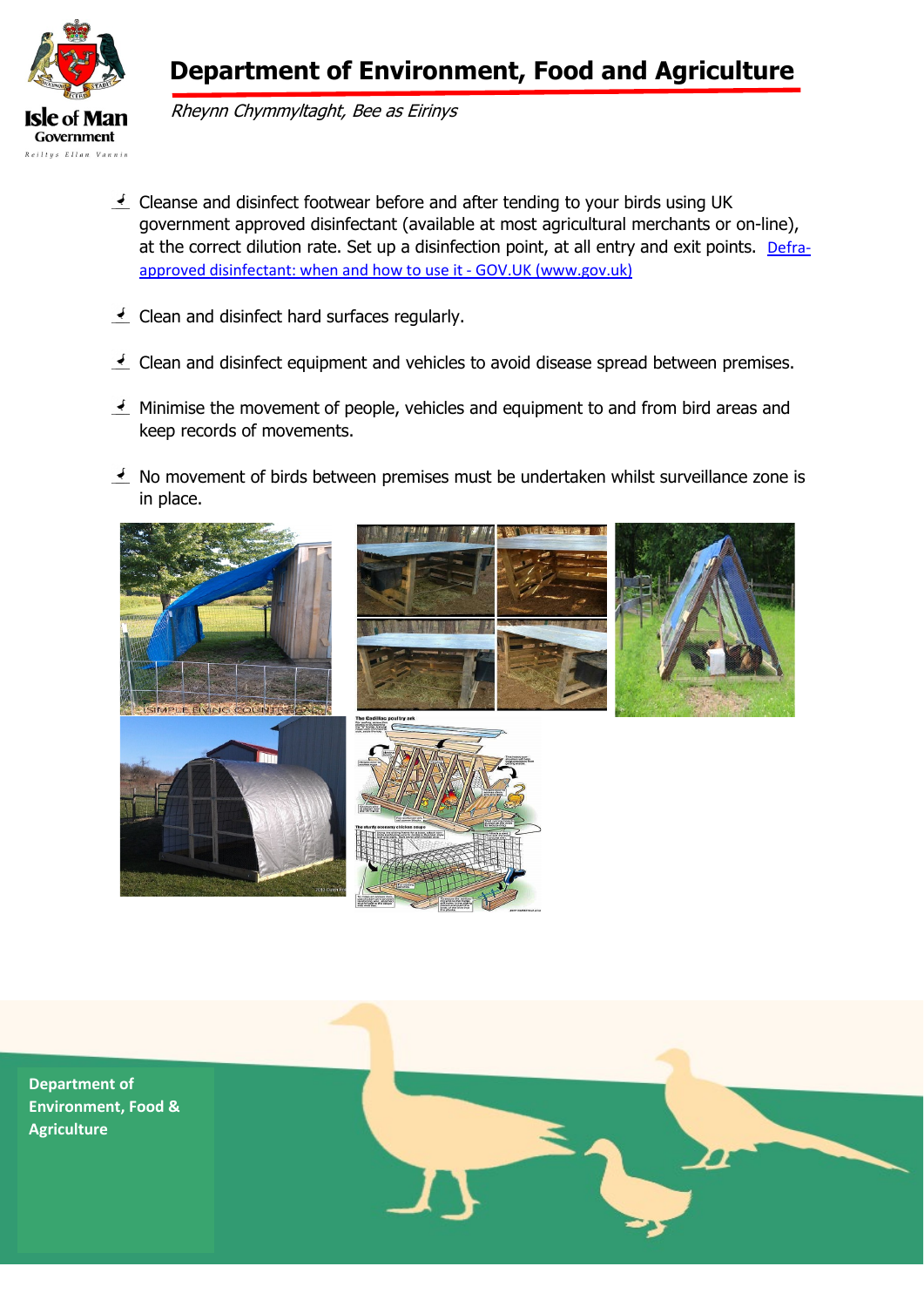- Cleanse and disinfect footwear before and after tending to your birds using UK government approved disinfectant (available at most agricultural merchants or on-line), at the correct dilution rate. Set up a disinfection point, at all entry and exit points. [Defra-approved disinfectant: when and how to use it - GOV.UK (www.gov.uk)]

- Clean and disinfect hard surfaces regularly.

- Clean and disinfect equipment and vehicles to avoid disease spread between premises.

- Minimise the movement of people, vehicles and equipment to and from bird areas and keep records of movements.

- No movement of birds between premises must be undertaken whilst surveillance zone is in place.